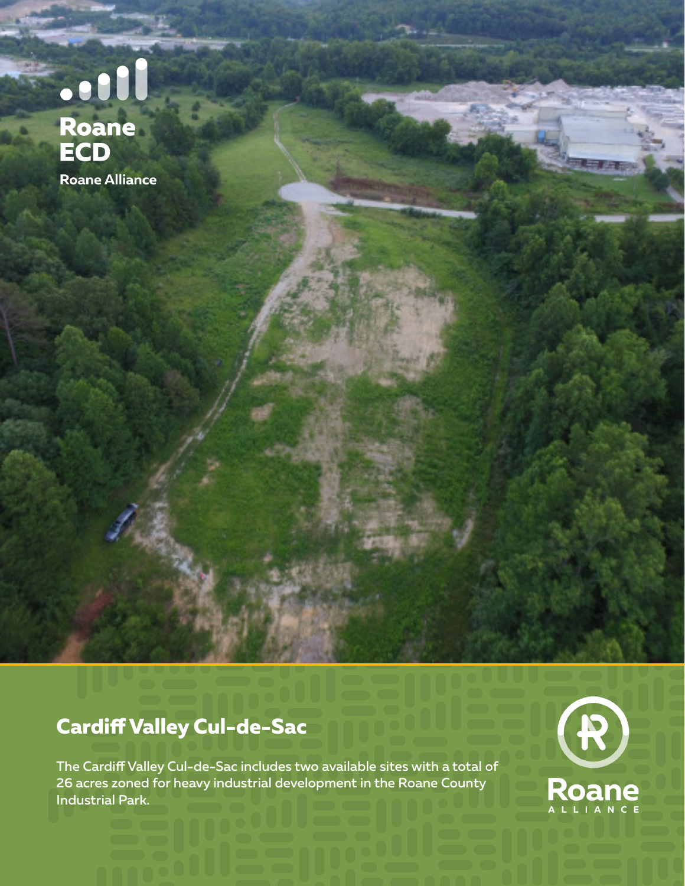Roane ECD

Roane Alliance

# Cardiff Valley Cul-de-Sac

The Cardiff Valley Cul-de-Sac includes two available sites with a total of 26 acres zoned for heavy industrial development in the Roane County Industrial Park.

Roane ALLIANCE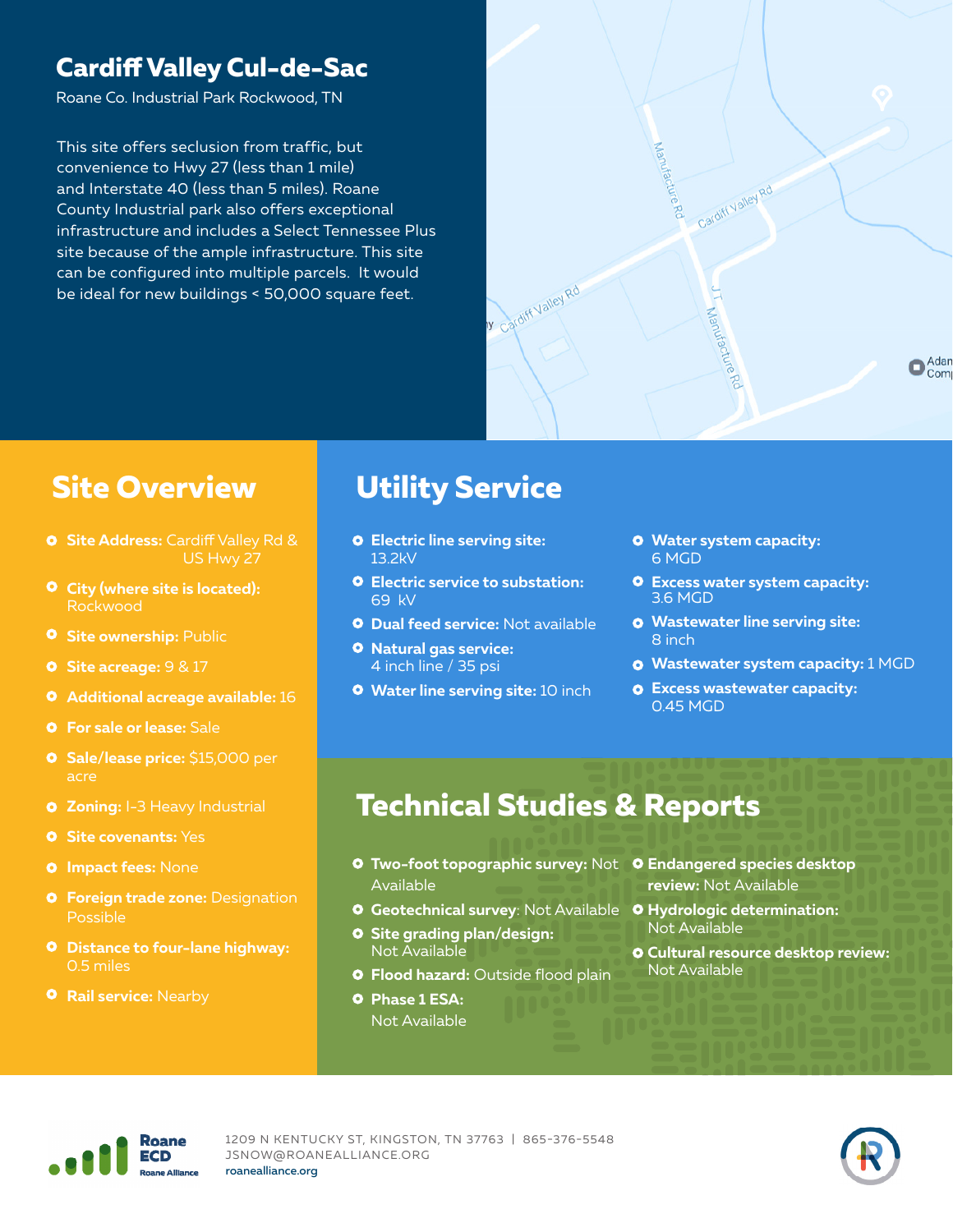# Cardiff Valley Cul-de-Sac

Roane Co. Industrial Park Rockwood, TN

This site offers seclusion from traffic, but convenience to Hwy 27 (less than 1 mile) and Interstate 40 (less than 5 miles). Roane County Industrial park also offers exceptional infrastructure and includes a Select Tennessee Plus site because of the ample infrastructure. This site can be configured into multiple parcels. It would be ideal for new buildings < 50,000 square feet.

## Site Overview

- **Site Address:** Cardiff Valley Rd & US Hwy 27
- **City (where site is located):** Rockwood
- **Site ownership:** Public
- **Site acreage:** 9 & 17
- **Additional acreage available:** 16
- **For sale or lease:** Sale
- **Sale/lease price:** $15,000 per acre
- **Zoning:** I-3 Heavy Industrial
- **Site covenants:** Yes
- **Impact fees:** None
- **Foreign trade zone:** Designation Possible
- **Distance to four-lane highway:** 0.5 miles
- **Rail service:** Nearby

## Utility Service

- **Electric line serving site:** 13.2kV
- **Electric service to substation:** 69 kV
- **Dual feed service:** Not available
- **Natural gas service:** 4 inch line / 35 psi
- **Water line serving site:** 10 inch
- **Water system capacity:** 6 MGD
- **Excess water system capacity:** 3.6 MGD
- **Wastewater line serving site:** 8 inch
- **Wastewater system capacity:** 1 MGD
- **Excess wastewater capacity:** 0.45 MGD

## Technical Studies & Reports

- **Two-foot topographic survey:** Not Available
- **Geotechnical survey:** Not Available
- **Site grading plan/design:** Not Available
- **Flood hazard:** Outside flood plain
- **Phase 1 ESA:** Not Available
- **Endangered species desktop review:** Not Available
- **Hydrologic determination:** Not Available
- **Cultural resource desktop review:** Not Available

Roane ECD
Roane Alliance

1209 N KENTUCKY ST, KINGSTON, TN 37763 | 865-376-5548
JSNOW@ROANEALLIANCE.ORG
roanealliance.org